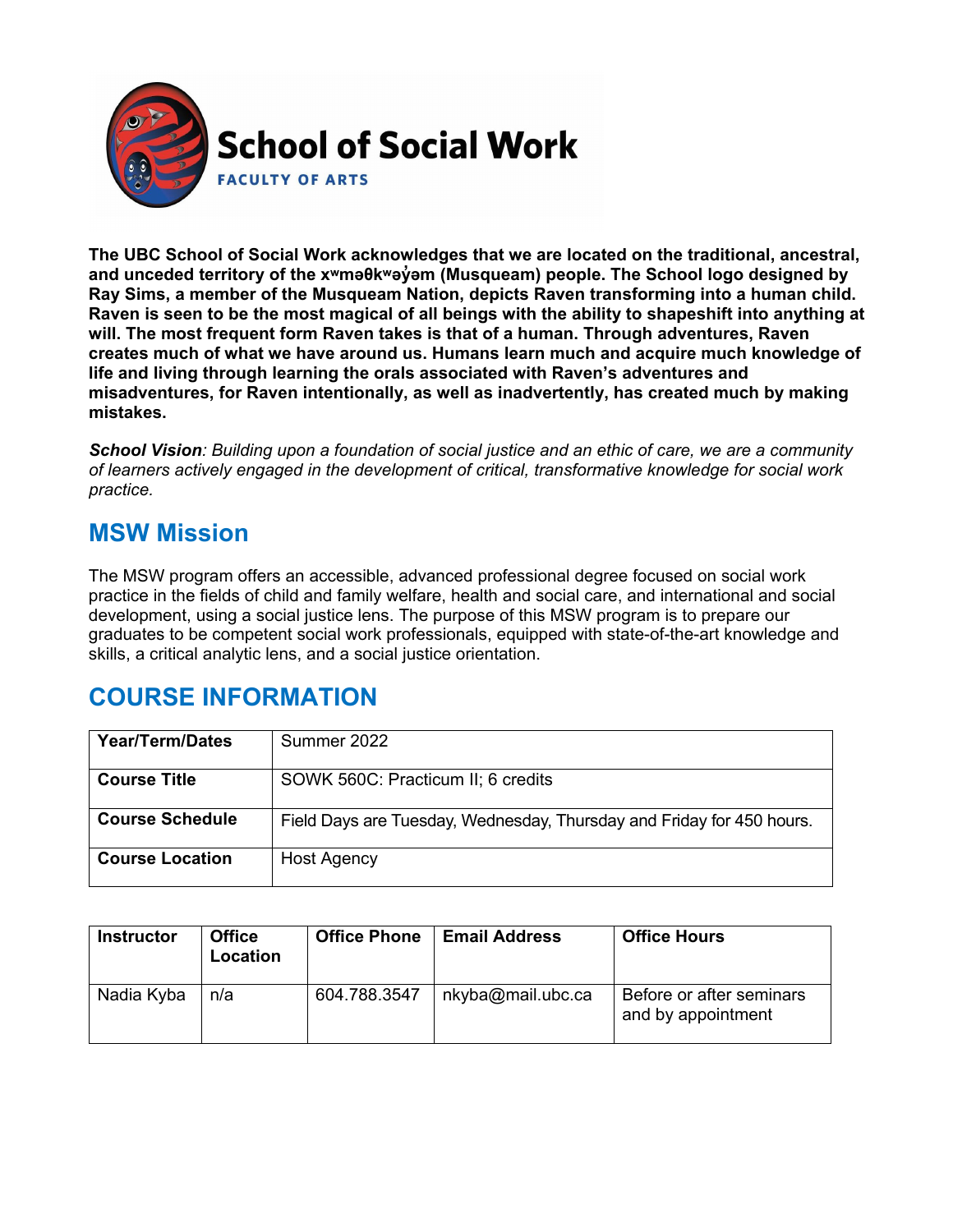# School of Social Work

FACULTY OF ARTS

**The UBC School of Social Work acknowledges that we are located on the traditional, ancestral, and unceded territory of the xʷməθkʷəy̓əm (Musqueam) people. The School logo designed by Ray Sims, a member of the Musqueam Nation, depicts Raven transforming into a human child. Raven is seen to be the most magical of all beings with the ability to shapeshift into anything at will. The most frequent form Raven takes is that of a human. Through adventures, Raven creates much of what we have around us. Humans learn much and acquire much knowledge of life and living through learning the orals associated with Raven's adventures and misadventures, for Raven intentionally, as well as inadvertently, has created much by making mistakes.**

***School Vision****: Building upon a foundation of social justice and an ethic of care, we are a community of learners actively engaged in the development of critical, transformative knowledge for social work practice.*

## MSW Mission

The MSW program offers an accessible, advanced professional degree focused on social work practice in the fields of child and family welfare, health and social care, and international and social development, using a social justice lens. The purpose of this MSW program is to prepare our graduates to be competent social work professionals, equipped with state-of-the-art knowledge and skills, a critical analytic lens, and a social justice orientation.

## COURSE INFORMATION

| **Year/Term/Dates** | Summer 2022 |
|---|---|
| **Course Title** | SOWK 560C: Practicum II; 6 credits |
| **Course Schedule** | Field Days are Tuesday, Wednesday, Thursday and Friday for 450 hours. |
| **Course Location** | Host Agency |

| Instructor | Office Location | Office Phone | Email Address | Office Hours |
|---|---|---|---|---|
| Nadia Kyba | n/a | 604.788.3547 | nkyba@mail.ubc.ca | Before or after seminars and by appointment |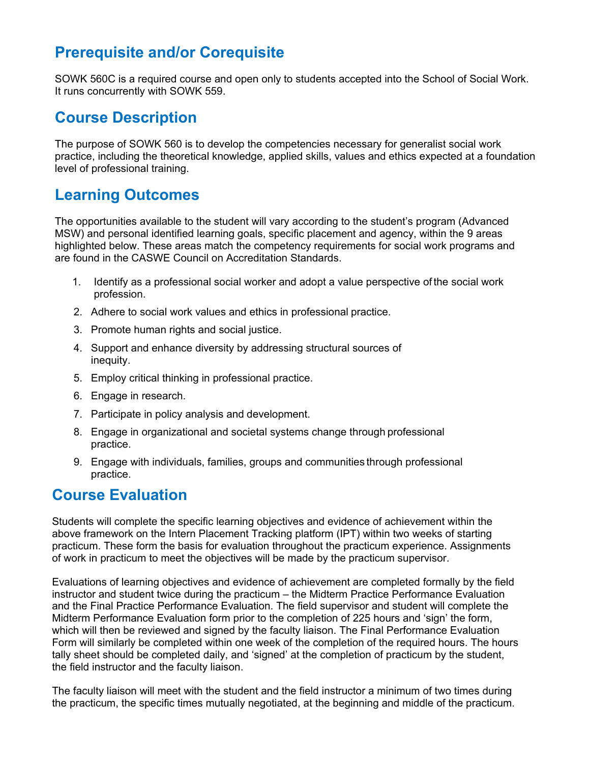## Prerequisite and/or Corequisite

SOWK 560C is a required course and open only to students accepted into the School of Social Work. It runs concurrently with SOWK 559.

## Course Description

The purpose of SOWK 560 is to develop the competencies necessary for generalist social work practice, including the theoretical knowledge, applied skills, values and ethics expected at a foundation level of professional training.

## Learning Outcomes

The opportunities available to the student will vary according to the student's program (Advanced MSW) and personal identified learning goals, specific placement and agency, within the 9 areas highlighted below. These areas match the competency requirements for social work programs and are found in the CASWE Council on Accreditation Standards.

1. Identify as a professional social worker and adopt a value perspective of the social work profession.
2. Adhere to social work values and ethics in professional practice.
3. Promote human rights and social justice.
4. Support and enhance diversity by addressing structural sources of inequity.
5. Employ critical thinking in professional practice.
6. Engage in research.
7. Participate in policy analysis and development.
8. Engage in organizational and societal systems change through professional practice.
9. Engage with individuals, families, groups and communities through professional practice.

## Course Evaluation

Students will complete the specific learning objectives and evidence of achievement within the above framework on the Intern Placement Tracking platform (IPT) within two weeks of starting practicum. These form the basis for evaluation throughout the practicum experience. Assignments of work in practicum to meet the objectives will be made by the practicum supervisor.

Evaluations of learning objectives and evidence of achievement are completed formally by the field instructor and student twice during the practicum – the Midterm Practice Performance Evaluation and the Final Practice Performance Evaluation. The field supervisor and student will complete the Midterm Performance Evaluation form prior to the completion of 225 hours and 'sign' the form, which will then be reviewed and signed by the faculty liaison. The Final Performance Evaluation Form will similarly be completed within one week of the completion of the required hours. The hours tally sheet should be completed daily, and 'signed' at the completion of practicum by the student, the field instructor and the faculty liaison.

The faculty liaison will meet with the student and the field instructor a minimum of two times during the practicum, the specific times mutually negotiated, at the beginning and middle of the practicum.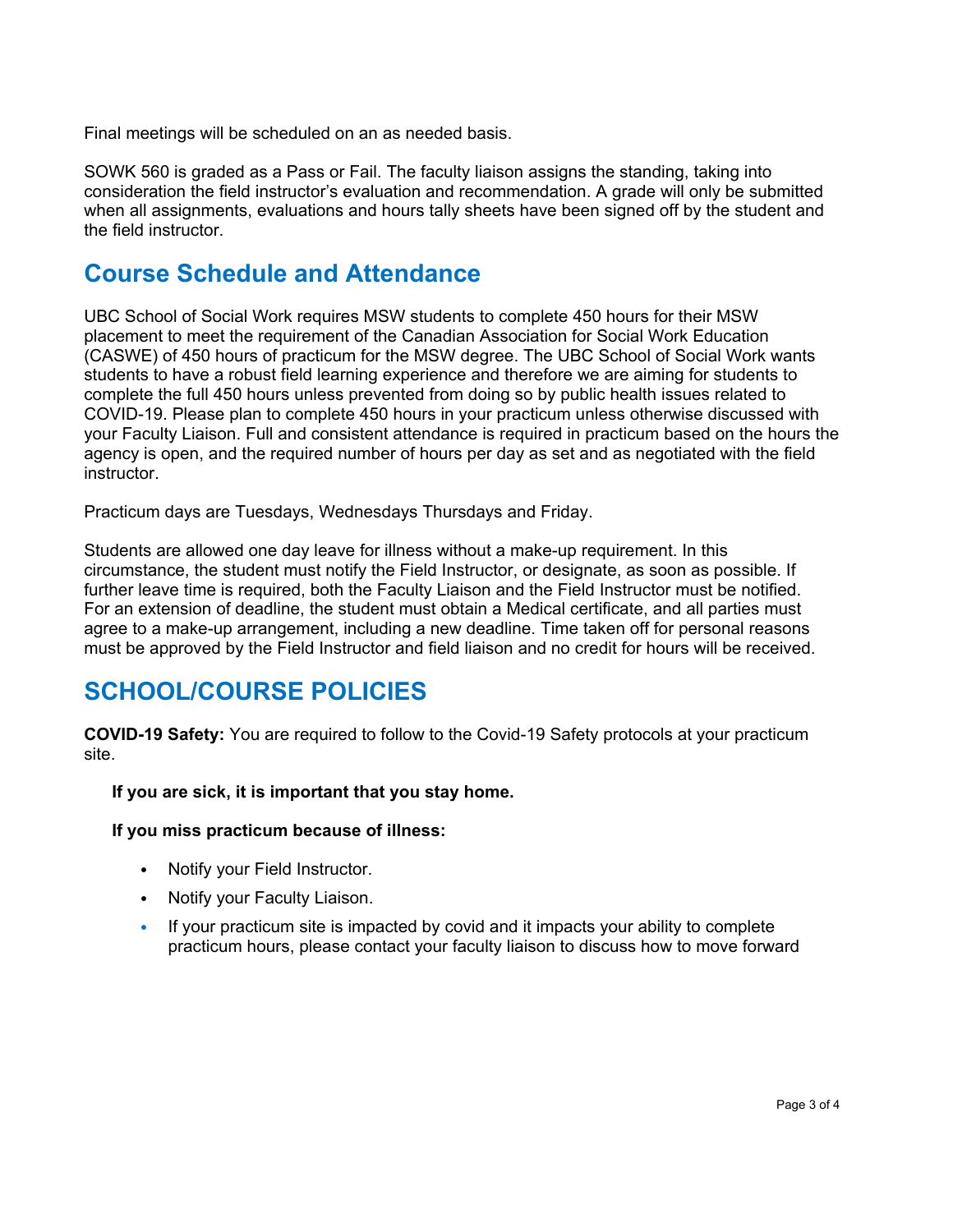Final meetings will be scheduled on an as needed basis.

SOWK 560 is graded as a Pass or Fail. The faculty liaison assigns the standing, taking into consideration the field instructor's evaluation and recommendation. A grade will only be submitted when all assignments, evaluations and hours tally sheets have been signed off by the student and the field instructor.

## Course Schedule and Attendance

UBC School of Social Work requires MSW students to complete 450 hours for their MSW placement to meet the requirement of the Canadian Association for Social Work Education (CASWE) of 450 hours of practicum for the MSW degree. The UBC School of Social Work wants students to have a robust field learning experience and therefore we are aiming for students to complete the full 450 hours unless prevented from doing so by public health issues related to COVID-19. Please plan to complete 450 hours in your practicum unless otherwise discussed with your Faculty Liaison. Full and consistent attendance is required in practicum based on the hours the agency is open, and the required number of hours per day as set and as negotiated with the field instructor.

Practicum days are Tuesdays, Wednesdays Thursdays and Friday.

Students are allowed one day leave for illness without a make-up requirement. In this circumstance, the student must notify the Field Instructor, or designate, as soon as possible. If further leave time is required, both the Faculty Liaison and the Field Instructor must be notified. For an extension of deadline, the student must obtain a Medical certificate, and all parties must agree to a make-up arrangement, including a new deadline. Time taken off for personal reasons must be approved by the Field Instructor and field liaison and no credit for hours will be received.

## SCHOOL/COURSE POLICIES

**COVID-19 Safety:** You are required to follow to the Covid-19 Safety protocols at your practicum site.

**If you are sick, it is important that you stay home.**

**If you miss practicum because of illness:**

- Notify your Field Instructor.
- Notify your Faculty Liaison.
- If your practicum site is impacted by covid and it impacts your ability to complete practicum hours, please contact your faculty liaison to discuss how to move forward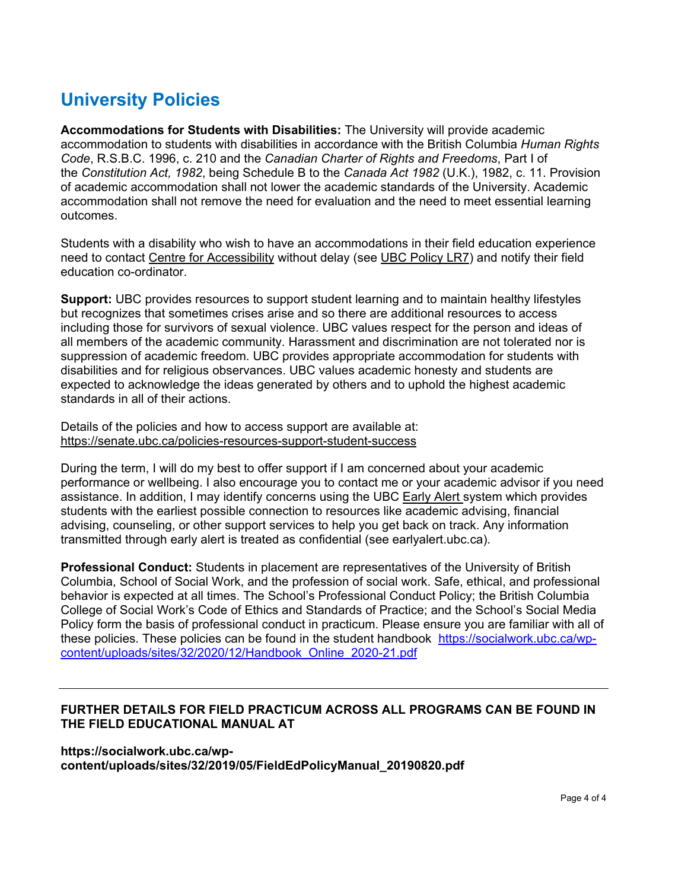## University Policies

**Accommodations for Students with Disabilities:** The University will provide academic accommodation to students with disabilities in accordance with the British Columbia *Human Rights Code*, R.S.B.C. 1996, c. 210 and the *Canadian Charter of Rights and Freedoms*, Part I of the *Constitution Act, 1982*, being Schedule B to the *Canada Act 1982* (U.K.), 1982, c. 11. Provision of academic accommodation shall not lower the academic standards of the University. Academic accommodation shall not remove the need for evaluation and the need to meet essential learning outcomes.

Students with a disability who wish to have an accommodations in their field education experience need to contact Centre for Accessibility without delay (see UBC Policy LR7) and notify their field education co-ordinator.

**Support:** UBC provides resources to support student learning and to maintain healthy lifestyles but recognizes that sometimes crises arise and so there are additional resources to access including those for survivors of sexual violence. UBC values respect for the person and ideas of all members of the academic community. Harassment and discrimination are not tolerated nor is suppression of academic freedom. UBC provides appropriate accommodation for students with disabilities and for religious observances. UBC values academic honesty and students are expected to acknowledge the ideas generated by others and to uphold the highest academic standards in all of their actions.

Details of the policies and how to access support are available at: https://senate.ubc.ca/policies-resources-support-student-success

During the term, I will do my best to offer support if I am concerned about your academic performance or wellbeing. I also encourage you to contact me or your academic advisor if you need assistance. In addition, I may identify concerns using the UBC Early Alert system which provides students with the earliest possible connection to resources like academic advising, financial advising, counseling, or other support services to help you get back on track. Any information transmitted through early alert is treated as confidential (see earlyalert.ubc.ca).

**Professional Conduct:** Students in placement are representatives of the University of British Columbia, School of Social Work, and the profession of social work. Safe, ethical, and professional behavior is expected at all times. The School's Professional Conduct Policy; the British Columbia College of Social Work's Code of Ethics and Standards of Practice; and the School's Social Media Policy form the basis of professional conduct in practicum. Please ensure you are familiar with all of these policies. These policies can be found in the student handbook https://socialwork.ubc.ca/wp-content/uploads/sites/32/2020/12/Handbook_Online_2020-21.pdf

---

**FURTHER DETAILS FOR FIELD PRACTICUM ACROSS ALL PROGRAMS CAN BE FOUND IN THE FIELD EDUCATIONAL MANUAL AT**

**https://socialwork.ubc.ca/wp-content/uploads/sites/32/2019/05/FieldEdPolicyManual_20190820.pdf**